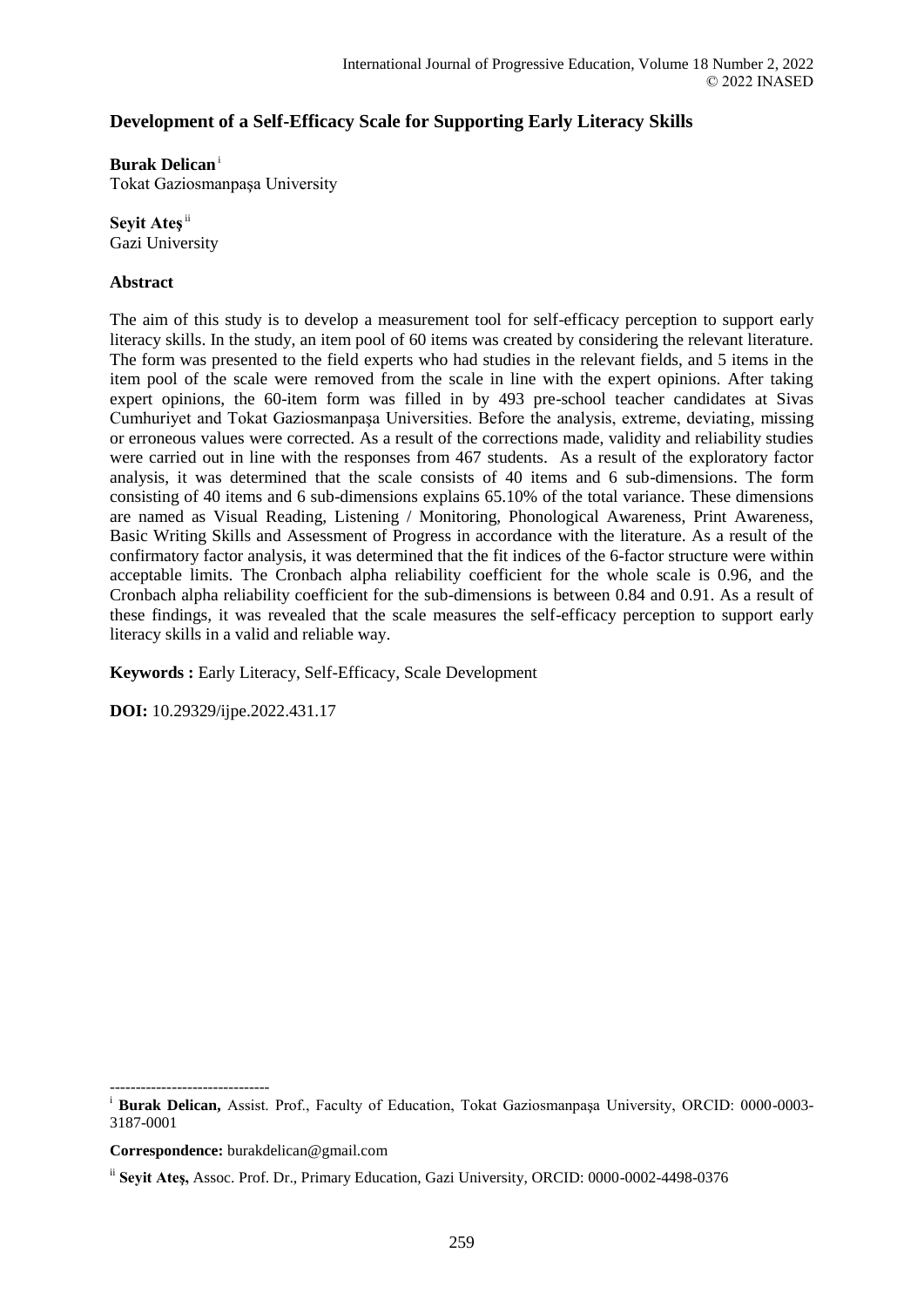# Development of a Self-Efficacy Scale for Supporting Early Literacy Skills

**Burak Delican** [i]
Tokat Gaziosmanpaşa University

**Seyit Ateş** [ii]
Gazi University

## Abstract

The aim of this study is to develop a measurement tool for self-efficacy perception to support early literacy skills. In the study, an item pool of 60 items was created by considering the relevant literature. The form was presented to the field experts who had studies in the relevant fields, and 5 items in the item pool of the scale were removed from the scale in line with the expert opinions. After taking expert opinions, the 60-item form was filled in by 493 pre-school teacher candidates at Sivas Cumhuriyet and Tokat Gaziosmanpaşa Universities. Before the analysis, extreme, deviating, missing or erroneous values were corrected. As a result of the corrections made, validity and reliability studies were carried out in line with the responses from 467 students. As a result of the exploratory factor analysis, it was determined that the scale consists of 40 items and 6 sub-dimensions. The form consisting of 40 items and 6 sub-dimensions explains 65.10% of the total variance. These dimensions are named as Visual Reading, Listening / Monitoring, Phonological Awareness, Print Awareness, Basic Writing Skills and Assessment of Progress in accordance with the literature. As a result of the confirmatory factor analysis, it was determined that the fit indices of the 6-factor structure were within acceptable limits. The Cronbach alpha reliability coefficient for the whole scale is 0.96, and the Cronbach alpha reliability coefficient for the sub-dimensions is between 0.84 and 0.91. As a result of these findings, it was revealed that the scale measures the self-efficacy perception to support early literacy skills in a valid and reliable way.

**Keywords :** Early Literacy, Self-Efficacy, Scale Development

**DOI:** 10.29329/ijpe.2022.431.17

-------------------------------

[i] **Burak Delican,** Assist. Prof., Faculty of Education, Tokat Gaziosmanpaşa University, ORCID: 0000-0003-3187-0001

**Correspondence:** burakdelican@gmail.com

[ii] **Seyit Ateş,** Assoc. Prof. Dr., Primary Education, Gazi University, ORCID: 0000-0002-4498-0376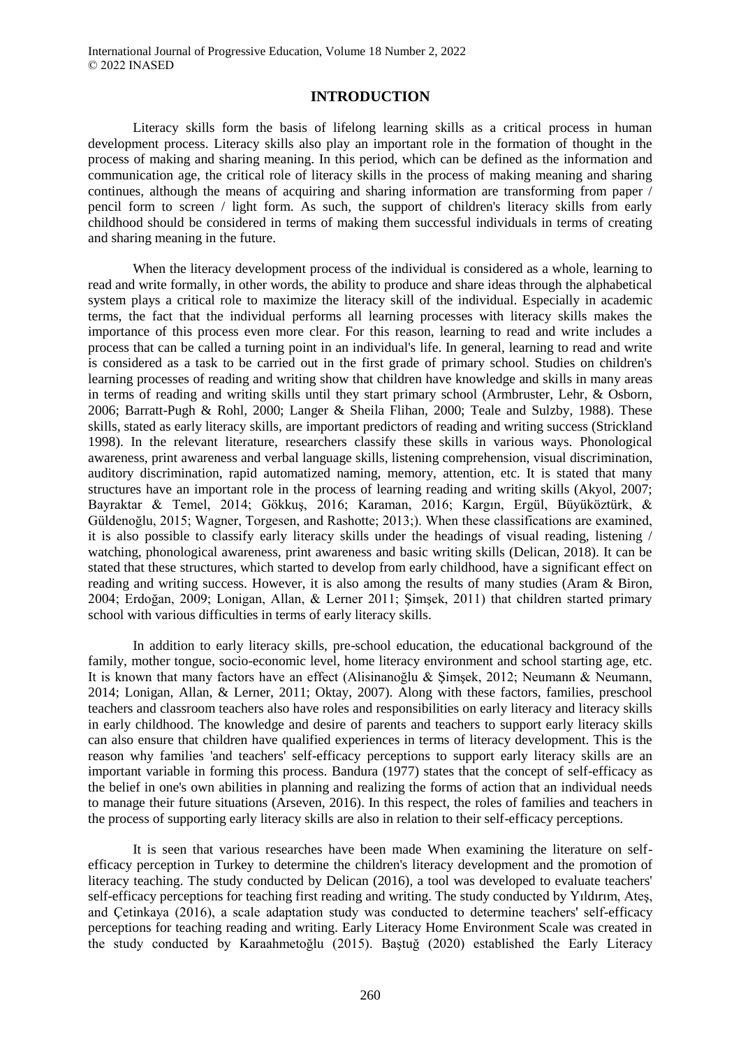## INTRODUCTION

Literacy skills form the basis of lifelong learning skills as a critical process in human development process. Literacy skills also play an important role in the formation of thought in the process of making and sharing meaning. In this period, which can be defined as the information and communication age, the critical role of literacy skills in the process of making meaning and sharing continues, although the means of acquiring and sharing information are transforming from paper / pencil form to screen / light form. As such, the support of children's literacy skills from early childhood should be considered in terms of making them successful individuals in terms of creating and sharing meaning in the future.

When the literacy development process of the individual is considered as a whole, learning to read and write formally, in other words, the ability to produce and share ideas through the alphabetical system plays a critical role to maximize the literacy skill of the individual. Especially in academic terms, the fact that the individual performs all learning processes with literacy skills makes the importance of this process even more clear. For this reason, learning to read and write includes a process that can be called a turning point in an individual's life. In general, learning to read and write is considered as a task to be carried out in the first grade of primary school. Studies on children's learning processes of reading and writing show that children have knowledge and skills in many areas in terms of reading and writing skills until they start primary school (Armbruster, Lehr, & Osborn, 2006; Barratt-Pugh & Rohl, 2000; Langer & Sheila Flihan, 2000; Teale and Sulzby, 1988). These skills, stated as early literacy skills, are important predictors of reading and writing success (Strickland 1998). In the relevant literature, researchers classify these skills in various ways. Phonological awareness, print awareness and verbal language skills, listening comprehension, visual discrimination, auditory discrimination, rapid automatized naming, memory, attention, etc. It is stated that many structures have an important role in the process of learning reading and writing skills (Akyol, 2007; Bayraktar & Temel, 2014; Gökkuş, 2016; Karaman, 2016; Kargın, Ergül, Büyüköztürk, & Güldenoğlu, 2015; Wagner, Torgesen, and Rashotte; 2013;). When these classifications are examined, it is also possible to classify early literacy skills under the headings of visual reading, listening / watching, phonological awareness, print awareness and basic writing skills (Delican, 2018). It can be stated that these structures, which started to develop from early childhood, have a significant effect on reading and writing success. However, it is also among the results of many studies (Aram & Biron, 2004; Erdoğan, 2009; Lonigan, Allan, & Lerner 2011; Şimşek, 2011) that children started primary school with various difficulties in terms of early literacy skills.

In addition to early literacy skills, pre-school education, the educational background of the family, mother tongue, socio-economic level, home literacy environment and school starting age, etc. It is known that many factors have an effect (Alisinanoğlu & Şimşek, 2012; Neumann & Neumann, 2014; Lonigan, Allan, & Lerner, 2011; Oktay, 2007). Along with these factors, families, preschool teachers and classroom teachers also have roles and responsibilities on early literacy and literacy skills in early childhood. The knowledge and desire of parents and teachers to support early literacy skills can also ensure that children have qualified experiences in terms of literacy development. This is the reason why families 'and teachers' self-efficacy perceptions to support early literacy skills are an important variable in forming this process. Bandura (1977) states that the concept of self-efficacy as the belief in one's own abilities in planning and realizing the forms of action that an individual needs to manage their future situations (Arseven, 2016). In this respect, the roles of families and teachers in the process of supporting early literacy skills are also in relation to their self-efficacy perceptions.

It is seen that various researches have been made When examining the literature on self-efficacy perception in Turkey to determine the children's literacy development and the promotion of literacy teaching. The study conducted by Delican (2016), a tool was developed to evaluate teachers' self-efficacy perceptions for teaching first reading and writing. The study conducted by Yıldırım, Ateş, and Çetinkaya (2016), a scale adaptation study was conducted to determine teachers' self-efficacy perceptions for teaching reading and writing. Early Literacy Home Environment Scale was created in the study conducted by Karaahmetoğlu (2015). Baştuğ (2020) established the Early Literacy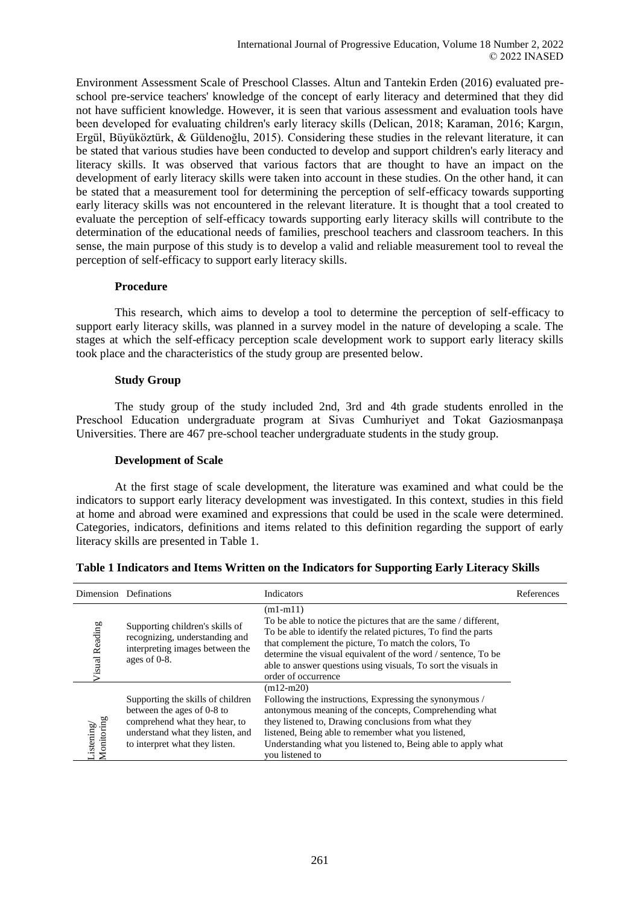Environment Assessment Scale of Preschool Classes. Altun and Tantekin Erden (2016) evaluated pre-school pre-service teachers' knowledge of the concept of early literacy and determined that they did not have sufficient knowledge. However, it is seen that various assessment and evaluation tools have been developed for evaluating children's early literacy skills (Delican, 2018; Karaman, 2016; Kargın, Ergül, Büyüköztürk, & Güldenoğlu, 2015). Considering these studies in the relevant literature, it can be stated that various studies have been conducted to develop and support children's early literacy and literacy skills. It was observed that various factors that are thought to have an impact on the development of early literacy skills were taken into account in these studies. On the other hand, it can be stated that a measurement tool for determining the perception of self-efficacy towards supporting early literacy skills was not encountered in the relevant literature. It is thought that a tool created to evaluate the perception of self-efficacy towards supporting early literacy skills will contribute to the determination of the educational needs of families, preschool teachers and classroom teachers. In this sense, the main purpose of this study is to develop a valid and reliable measurement tool to reveal the perception of self-efficacy to support early literacy skills.

### Procedure

This research, which aims to develop a tool to determine the perception of self-efficacy to support early literacy skills, was planned in a survey model in the nature of developing a scale. The stages at which the self-efficacy perception scale development work to support early literacy skills took place and the characteristics of the study group are presented below.

### Study Group

The study group of the study included 2nd, 3rd and 4th grade students enrolled in the Preschool Education undergraduate program at Sivas Cumhuriyet and Tokat Gaziosmanpaşa Universities. There are 467 pre-school teacher undergraduate students in the study group.

### Development of Scale

At the first stage of scale development, the literature was examined and what could be the indicators to support early literacy development was investigated. In this context, studies in this field at home and abroad were examined and expressions that could be used in the scale were determined. Categories, indicators, definitions and items related to this definition regarding the support of early literacy skills are presented in Table 1.

**Table 1 Indicators and Items Written on the Indicators for Supporting Early Literacy Skills**

| Dimension | Definations | Indicators | References |
|---|---|---|---|
| Visual Reading | Supporting children's skills of recognizing, understanding and interpreting images between the ages of 0-8. | (m1-m11) To be able to notice the pictures that are the same / different, To be able to identify the related pictures, To find the parts that complement the picture, To match the colors, To determine the visual equivalent of the word / sentence, To be able to answer questions using visuals, To sort the visuals in order of occurrence | |
| Listening/ Monitoring | Supporting the skills of children between the ages of 0-8 to comprehend what they hear, to understand what they listen, and to interpret what they listen. | (m12-m20) Following the instructions, Expressing the synonymous / antonymous meaning of the concepts, Comprehending what they listened to, Drawing conclusions from what they listened, Being able to remember what you listened, Understanding what you listened to, Being able to apply what you listened to | |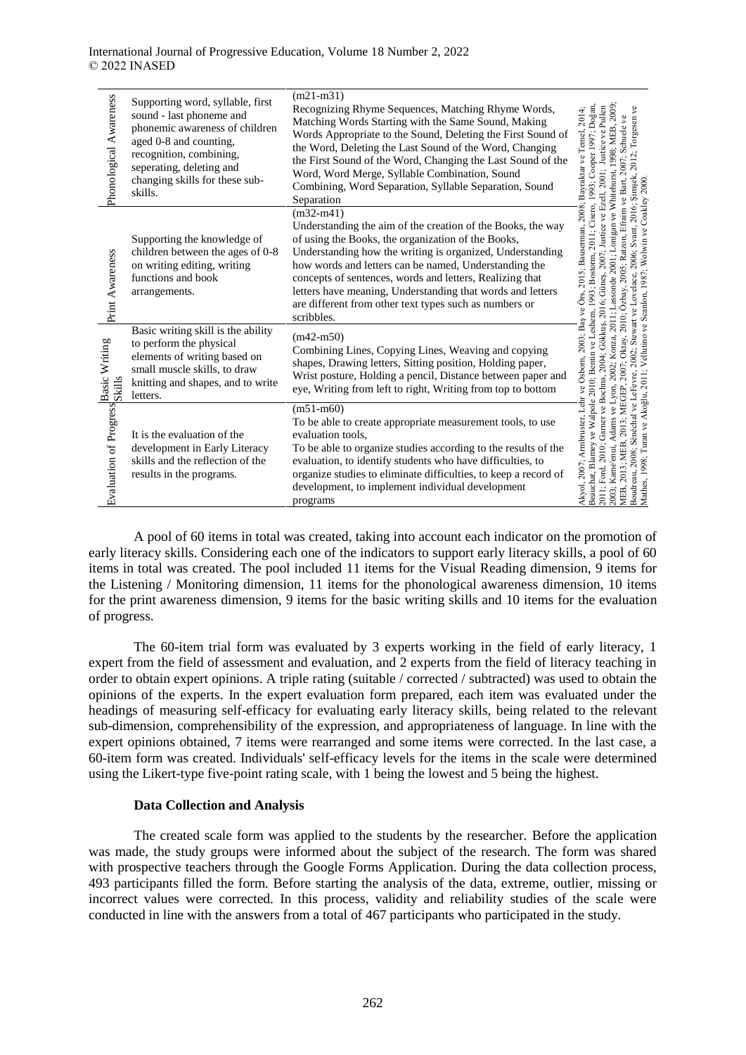| Dimension | Description | Items | References |
|---|---|---|---|
| Phonological Awareness | Supporting word, syllable, first sound - last phoneme and phonemic awareness of children aged 0-8 and counting, recognition, combining, seperating, deleting and changing skills for these sub-skills. | (m21-m31) Recognizing Rhyme Sequences, Matching Rhyme Words, Matching Words Starting with the Same Sound, Making Words Appropriate to the Sound, Deleting the First Sound of the Word, Deleting the Last Sound of the Word, Changing the First Sound of the Word, Changing the Last Sound of the Word, Word Merge, Syllable Combination, Sound Combining, Word Separation, Syllable Separation, Sound Separation | Akyol, 2007; Armbruster, Lehr ve Osborn, 2003; Baş ve Örs, 2015; Bauserman, 2008; Bayraktar ve Temel, 2014; Beauchat, Blamey ve Walpole 2010; Bentin ve Leshem, 1993; Bostorn, 2011; Cisero, 1993; Cooper 1997; Doğan, 2011; Ford, 2010; Garner ve Bochna, 2004; Gökkuş, 2016; Güneş, 2007; Justice ve Ezell, 2001; Justice ve Pullen 2003; Kame'enui, Adams ve Lyon, 2002; Konza, 2011; Lassonde 2001; Lonigan ve Whitehurst, 1998; MEB, 2009; MEB, 2013; MEB, 2013; MEGEP, 2007; Oktay, 2010; Özbay, 2005; Razon, Efraim ve Bart, 2007; Schuele ve Boudreau, 2008; Sénéchal ve LeFevre, 2002; Stewart ve Lovelace, 2006; Svant, 2016; Şimşek, 2012; Torgesen ve Mathes, 1998; Turan ve Akoğlu, 2011; Vellutino ve Scanlon, 1987; Wolwin ve Coakley 2000. |
| Print Awareness | Supporting the knowledge of children between the ages of 0-8 on writing editing, writing functions and book arrangements. | (m32-m41) Understanding the aim of the creation of the Books, the way of using the Books, the organization of the Books, Understanding how the writing is organized, Understanding how words and letters can be named, Understanding the concepts of sentences, words and letters, Realizing that letters have meaning, Understanding that words and letters are different from other text types such as numbers or scribbles. | |
| Basic Writing Skills | Basic writing skill is the ability to perform the physical elements of writing based on small muscle skills, to draw knitting and shapes, and to write letters. | (m42-m50) Combining Lines, Copying Lines, Weaving and copying shapes, Drawing letters, Sitting position, Holding paper, Wrist posture, Holding a pencil, Distance between paper and eye, Writing from left to right, Writing from top to bottom | |
| Evaluation of Progress | It is the evaluation of the development in Early Literacy skills and the reflection of the results in the programs. | (m51-m60) To be able to create appropriate measurement tools, to use evaluation tools, To be able to organize studies according to the results of the evaluation, to identify students who have difficulties, to organize studies to eliminate difficulties, to keep a record of development, to implement individual development programs | |

A pool of 60 items in total was created, taking into account each indicator on the promotion of early literacy skills. Considering each one of the indicators to support early literacy skills, a pool of 60 items in total was created. The pool included 11 items for the Visual Reading dimension, 9 items for the Listening / Monitoring dimension, 11 items for the phonological awareness dimension, 10 items for the print awareness dimension, 9 items for the basic writing skills and 10 items for the evaluation of progress.

The 60-item trial form was evaluated by 3 experts working in the field of early literacy, 1 expert from the field of assessment and evaluation, and 2 experts from the field of literacy teaching in order to obtain expert opinions. A triple rating (suitable / corrected / subtracted) was used to obtain the opinions of the experts. In the expert evaluation form prepared, each item was evaluated under the headings of measuring self-efficacy for evaluating early literacy skills, being related to the relevant sub-dimension, comprehensibility of the expression, and appropriateness of language. In line with the expert opinions obtained, 7 items were rearranged and some items were corrected. In the last case, a 60-item form was created. Individuals' self-efficacy levels for the items in the scale were determined using the Likert-type five-point rating scale, with 1 being the lowest and 5 being the highest.

### Data Collection and Analysis

The created scale form was applied to the students by the researcher. Before the application was made, the study groups were informed about the subject of the research. The form was shared with prospective teachers through the Google Forms Application. During the data collection process, 493 participants filled the form. Before starting the analysis of the data, extreme, outlier, missing or incorrect values were corrected. In this process, validity and reliability studies of the scale were conducted in line with the answers from a total of 467 participants who participated in the study.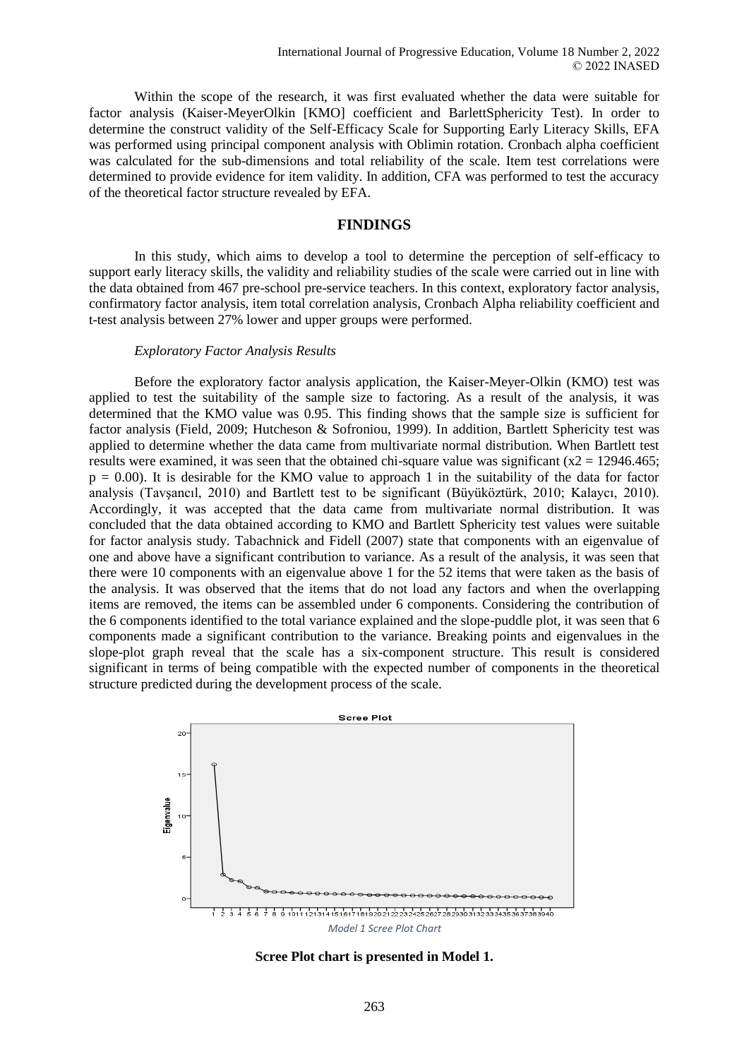Within the scope of the research, it was first evaluated whether the data were suitable for factor analysis (Kaiser-MeyerOlkin [KMO] coefficient and BarlettSphericity Test). In order to determine the construct validity of the Self-Efficacy Scale for Supporting Early Literacy Skills, EFA was performed using principal component analysis with Oblimin rotation. Cronbach alpha coefficient was calculated for the sub-dimensions and total reliability of the scale. Item test correlations were determined to provide evidence for item validity. In addition, CFA was performed to test the accuracy of the theoretical factor structure revealed by EFA.

## FINDINGS

In this study, which aims to develop a tool to determine the perception of self-efficacy to support early literacy skills, the validity and reliability studies of the scale were carried out in line with the data obtained from 467 pre-school pre-service teachers. In this context, exploratory factor analysis, confirmatory factor analysis, item total correlation analysis, Cronbach Alpha reliability coefficient and t-test analysis between 27% lower and upper groups were performed.

### *Exploratory Factor Analysis Results*

Before the exploratory factor analysis application, the Kaiser-Meyer-Olkin (KMO) test was applied to test the suitability of the sample size to factoring. As a result of the analysis, it was determined that the KMO value was 0.95. This finding shows that the sample size is sufficient for factor analysis (Field, 2009; Hutcheson & Sofroniou, 1999). In addition, Bartlett Sphericity test was applied to determine whether the data came from multivariate normal distribution. When Bartlett test results were examined, it was seen that the obtained chi-square value was significant ($x2 = 12946.465$; $p = 0.00$). It is desirable for the KMO value to approach 1 in the suitability of the data for factor analysis (Tavşancıl, 2010) and Bartlett test to be significant (Büyüköztürk, 2010; Kalaycı, 2010). Accordingly, it was accepted that the data came from multivariate normal distribution. It was concluded that the data obtained according to KMO and Bartlett Sphericity test values were suitable for factor analysis study. Tabachnick and Fidell (2007) state that components with an eigenvalue of one and above have a significant contribution to variance. As a result of the analysis, it was seen that there were 10 components with an eigenvalue above 1 for the 52 items that were taken as the basis of the analysis. It was observed that the items that do not load any factors and when the overlapping items are removed, the items can be assembled under 6 components. Considering the contribution of the 6 components identified to the total variance explained and the slope-puddle plot, it was seen that 6 components made a significant contribution to the variance. Breaking points and eigenvalues in the slope-plot graph reveal that the scale has a six-component structure. This result is considered significant in terms of being compatible with the expected number of components in the theoretical structure predicted during the development process of the scale.

*Model 1 Scree Plot Chart*

**Scree Plot chart is presented in Model 1.**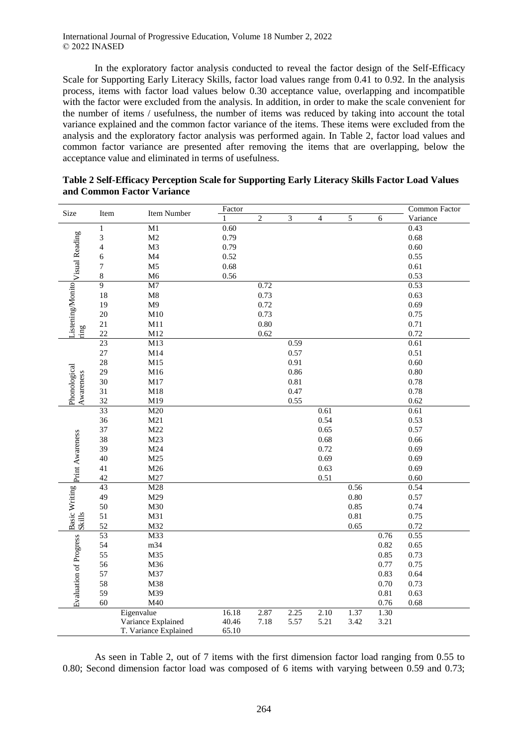In the exploratory factor analysis conducted to reveal the factor design of the Self-Efficacy Scale for Supporting Early Literacy Skills, factor load values range from 0.41 to 0.92. In the analysis process, items with factor load values below 0.30 acceptance value, overlapping and incompatible with the factor were excluded from the analysis. In addition, in order to make the scale convenient for the number of items / usefulness, the number of items was reduced by taking into account the total variance explained and the common factor variance of the items. These items were excluded from the analysis and the exploratory factor analysis was performed again. In Table 2, factor load values and common factor variance are presented after removing the items that are overlapping, below the acceptance value and eliminated in terms of usefulness.

**Table 2 Self-Efficacy Perception Scale for Supporting Early Literacy Skills Factor Load Values and Common Factor Variance**

| Size | Item | Item Number | Factor | | | | | | Common Factor Variance |
|---|---|---|---|---|---|---|---|---|---|
| | | | 1 | 2 | 3 | 4 | 5 | 6 | |
| Visual Reading | 1 | M1 | 0.60 | | | | | | 0.43 |
| | 3 | M2 | 0.79 | | | | | | 0.68 |
| | 4 | M3 | 0.79 | | | | | | 0.60 |
| | 6 | M4 | 0.52 | | | | | | 0.55 |
| | 7 | M5 | 0.68 | | | | | | 0.61 |
| | 8 | M6 | 0.56 | | | | | | 0.53 |
| Listening/Monitoring | 9 | M7 | | 0.72 | | | | | 0.53 |
| | 18 | M8 | | 0.73 | | | | | 0.63 |
| | 19 | M9 | | 0.72 | | | | | 0.69 |
| | 20 | M10 | | 0.73 | | | | | 0.75 |
| | 21 | M11 | | 0.80 | | | | | 0.71 |
| | 22 | M12 | | 0.62 | | | | | 0.72 |
| Phonological Awareness | 23 | M13 | | | 0.59 | | | | 0.61 |
| | 27 | M14 | | | 0.57 | | | | 0.51 |
| | 28 | M15 | | | 0.91 | | | | 0.60 |
| | 29 | M16 | | | 0.86 | | | | 0.80 |
| | 30 | M17 | | | 0.81 | | | | 0.78 |
| | 31 | M18 | | | 0.47 | | | | 0.78 |
| | 32 | M19 | | | 0.55 | | | | 0.62 |
| Print Awareness | 33 | M20 | | | | 0.61 | | | 0.61 |
| | 36 | M21 | | | | 0.54 | | | 0.53 |
| | 37 | M22 | | | | 0.65 | | | 0.57 |
| | 38 | M23 | | | | 0.68 | | | 0.66 |
| | 39 | M24 | | | | 0.72 | | | 0.69 |
| | 40 | M25 | | | | 0.69 | | | 0.69 |
| | 41 | M26 | | | | 0.63 | | | 0.69 |
| | 42 | M27 | | | | 0.51 | | | 0.60 |
| Basic Writing Skills | 43 | M28 | | | | | 0.56 | | 0.54 |
| | 49 | M29 | | | | | 0.80 | | 0.57 |
| | 50 | M30 | | | | | 0.85 | | 0.74 |
| | 51 | M31 | | | | | 0.81 | | 0.75 |
| | 52 | M32 | | | | | 0.65 | | 0.72 |
| Evaluation of Progress | 53 | M33 | | | | | | 0.76 | 0.55 |
| | 54 | m34 | | | | | | 0.82 | 0.65 |
| | 55 | M35 | | | | | | 0.85 | 0.73 |
| | 56 | M36 | | | | | | 0.77 | 0.75 |
| | 57 | M37 | | | | | | 0.83 | 0.64 |
| | 58 | M38 | | | | | | 0.70 | 0.73 |
| | 59 | M39 | | | | | | 0.81 | 0.63 |
| | 60 | M40 | | | | | | 0.76 | 0.68 |
| | | Eigenvalue | 16.18 | 2.87 | 2.25 | 2.10 | 1.37 | 1.30 | |
| | | Variance Explained | 40.46 | 7.18 | 5.57 | 5.21 | 3.42 | 3.21 | |
| | | T. Variance Explained | 65.10 | | | | | | |

As seen in Table 2, out of 7 items with the first dimension factor load ranging from 0.55 to 0.80; Second dimension factor load was composed of 6 items with varying between 0.59 and 0.73;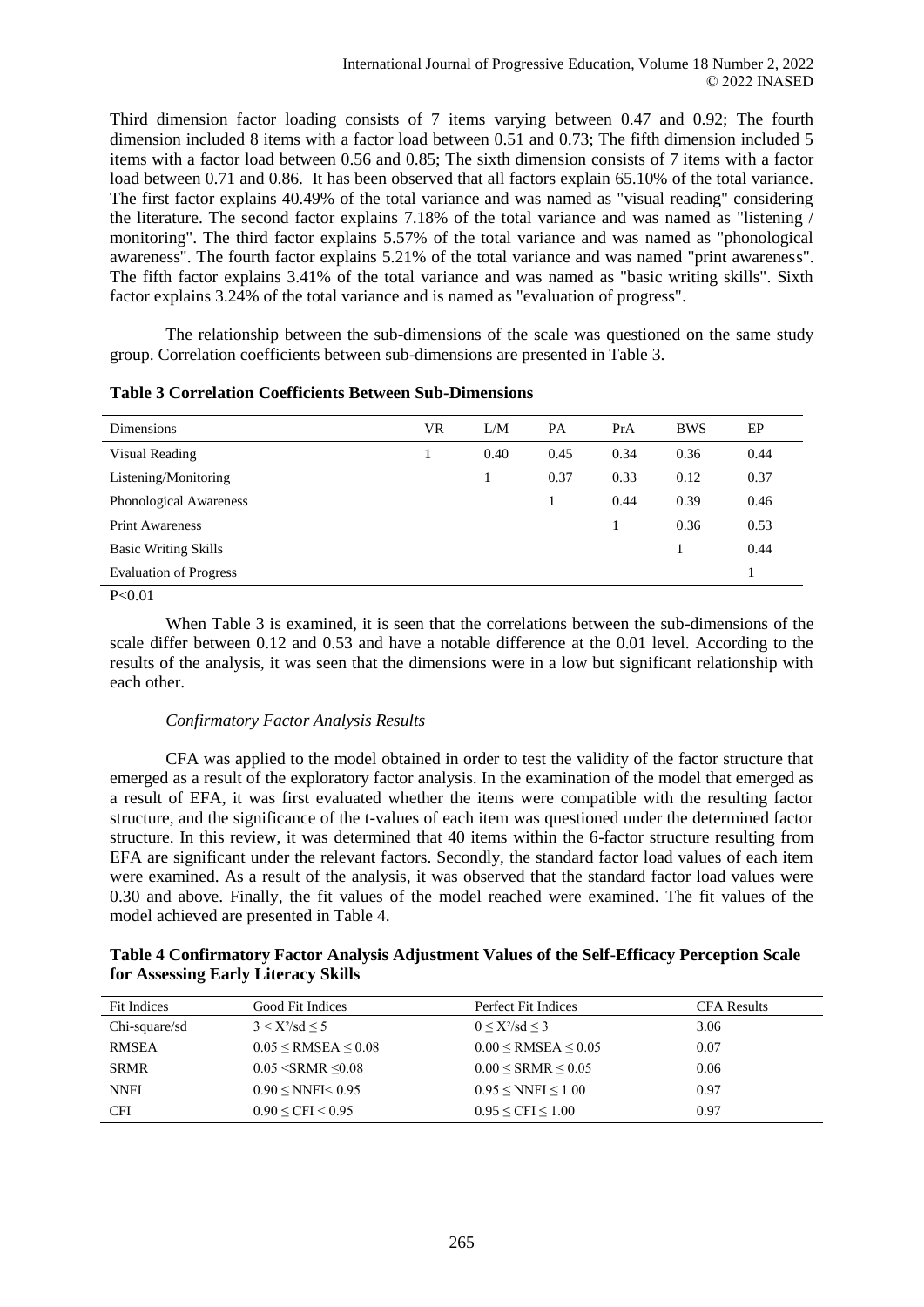Third dimension factor loading consists of 7 items varying between 0.47 and 0.92; The fourth dimension included 8 items with a factor load between 0.51 and 0.73; The fifth dimension included 5 items with a factor load between 0.56 and 0.85; The sixth dimension consists of 7 items with a factor load between 0.71 and 0.86. It has been observed that all factors explain 65.10% of the total variance. The first factor explains 40.49% of the total variance and was named as "visual reading" considering the literature. The second factor explains 7.18% of the total variance and was named as "listening / monitoring". The third factor explains 5.57% of the total variance and was named as "phonological awareness". The fourth factor explains 5.21% of the total variance and was named "print awareness". The fifth factor explains 3.41% of the total variance and was named as "basic writing skills". Sixth factor explains 3.24% of the total variance and is named as "evaluation of progress".

The relationship between the sub-dimensions of the scale was questioned on the same study group. Correlation coefficients between sub-dimensions are presented in Table 3.

**Table 3 Correlation Coefficients Between Sub-Dimensions**

| Dimensions | VR | L/M | PA | PrA | BWS | EP |
|---|---|---|---|---|---|---|
| Visual Reading | 1 | 0.40 | 0.45 | 0.34 | 0.36 | 0.44 |
| Listening/Monitoring | | 1 | 0.37 | 0.33 | 0.12 | 0.37 |
| Phonological Awareness | | | 1 | 0.44 | 0.39 | 0.46 |
| Print Awareness | | | | 1 | 0.36 | 0.53 |
| Basic Writing Skills | | | | | 1 | 0.44 |
| Evaluation of Progress | | | | | | 1 |

P<0.01

When Table 3 is examined, it is seen that the correlations between the sub-dimensions of the scale differ between 0.12 and 0.53 and have a notable difference at the 0.01 level. According to the results of the analysis, it was seen that the dimensions were in a low but significant relationship with each other.

*Confirmatory Factor Analysis Results*

CFA was applied to the model obtained in order to test the validity of the factor structure that emerged as a result of the exploratory factor analysis. In the examination of the model that emerged as a result of EFA, it was first evaluated whether the items were compatible with the resulting factor structure, and the significance of the t-values of each item was questioned under the determined factor structure. In this review, it was determined that 40 items within the 6-factor structure resulting from EFA are significant under the relevant factors. Secondly, the standard factor load values of each item were examined. As a result of the analysis, it was observed that the standard factor load values were 0.30 and above. Finally, the fit values of the model reached were examined. The fit values of the model achieved are presented in Table 4.

**Table 4 Confirmatory Factor Analysis Adjustment Values of the Self-Efficacy Perception Scale for Assessing Early Literacy Skills**

| Fit Indices | Good Fit Indices | Perfect Fit Indices | CFA Results |
|---|---|---|---|
| Chi-square/sd | $3 < X^2/sd \leq 5$ | $0 \leq X^2/sd \leq 3$ | 3.06 |
| RMSEA | $0.05 \leq RMSEA \leq 0.08$ | $0.00 \leq RMSEA \leq 0.05$ | 0.07 |
| SRMR | $0.05 < SRMR \leq 0.08$ | $0.00 \leq SRMR \leq 0.05$ | 0.06 |
| NNFI | $0.90 \leq NNFI < 0.95$ | $0.95 \leq NNFI \leq 1.00$ | 0.97 |
| CFI | $0.90 \leq CFI < 0.95$ | $0.95 \leq CFI \leq 1.00$ | 0.97 |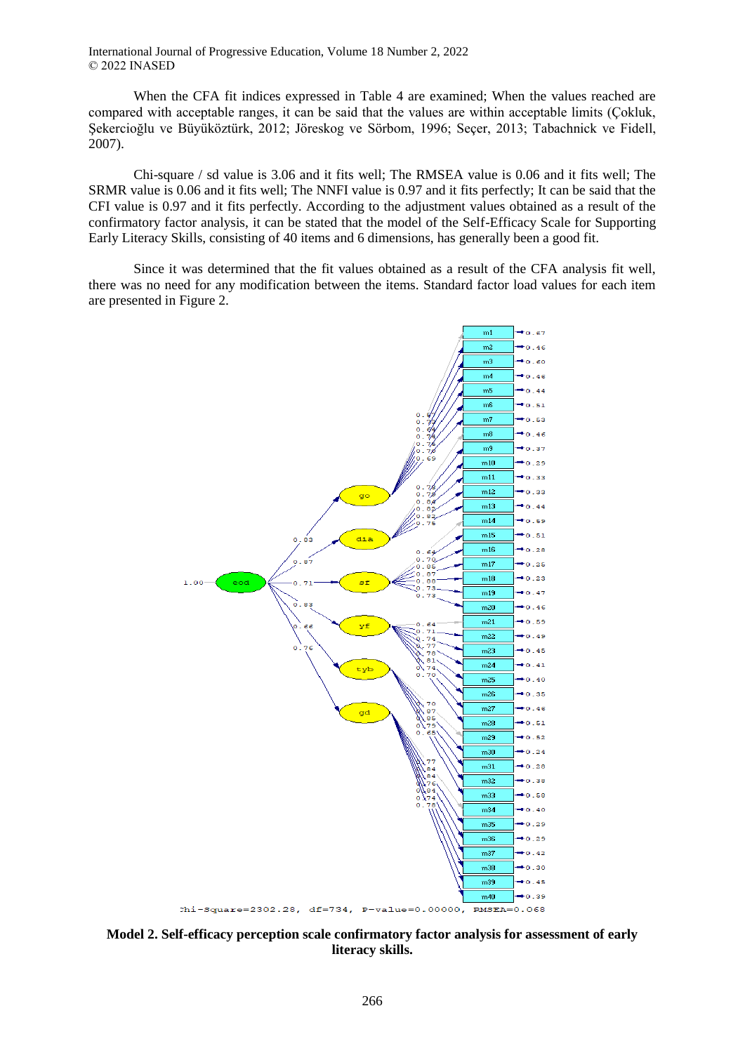When the CFA fit indices expressed in Table 4 are examined; When the values reached are compared with acceptable ranges, it can be said that the values are within acceptable limits (Çokluk, Şekercioğlu ve Büyüköztürk, 2012; Jöreskog ve Sörbom, 1996; Seçer, 2013; Tabachnick ve Fidell, 2007).

Chi-square / sd value is 3.06 and it fits well; The RMSEA value is 0.06 and it fits well; The SRMR value is 0.06 and it fits well; The NNFI value is 0.97 and it fits perfectly; It can be said that the CFI value is 0.97 and it fits perfectly. According to the adjustment values obtained as a result of the confirmatory factor analysis, it can be stated that the model of the Self-Efficacy Scale for Supporting Early Literacy Skills, consisting of 40 items and 6 dimensions, has generally been a good fit.

Since it was determined that the fit values obtained as a result of the CFA analysis fit well, there was no need for any modification between the items. Standard factor load values for each item are presented in Figure 2.

Chi-Square=2302.28, df=734, P-value=0.00000, RMSEA=0.068

**Model 2. Self-efficacy perception scale confirmatory factor analysis for assessment of early literacy skills.**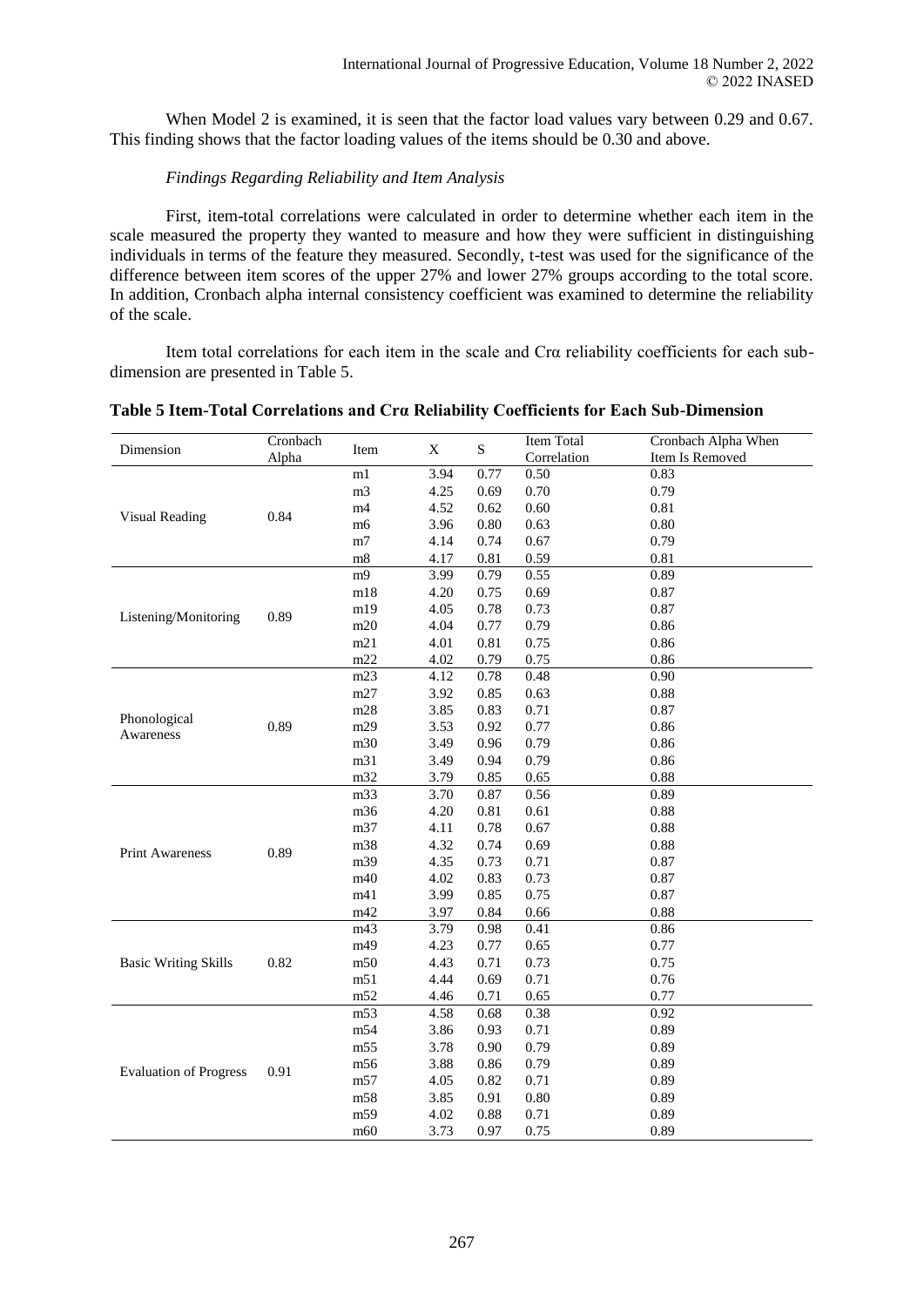When Model 2 is examined, it is seen that the factor load values vary between 0.29 and 0.67. This finding shows that the factor loading values of the items should be 0.30 and above.

*Findings Regarding Reliability and Item Analysis*

First, item-total correlations were calculated in order to determine whether each item in the scale measured the property they wanted to measure and how they were sufficient in distinguishing individuals in terms of the feature they measured. Secondly, t-test was used for the significance of the difference between item scores of the upper 27% and lower 27% groups according to the total score. In addition, Cronbach alpha internal consistency coefficient was examined to determine the reliability of the scale.

Item total correlations for each item in the scale and Crα reliability coefficients for each sub-dimension are presented in Table 5.

**Table 5 Item-Total Correlations and Crα Reliability Coefficients for Each Sub-Dimension**

| Dimension | Cronbach Alpha | Item | X | S | Item Total Correlation | Cronbach Alpha When Item Is Removed |
|---|---|---|---|---|---|---|
| Visual Reading | 0.84 | m1 | 3.94 | 0.77 | 0.50 | 0.83 |
| | | m3 | 4.25 | 0.69 | 0.70 | 0.79 |
| | | m4 | 4.52 | 0.62 | 0.60 | 0.81 |
| | | m6 | 3.96 | 0.80 | 0.63 | 0.80 |
| | | m7 | 4.14 | 0.74 | 0.67 | 0.79 |
| | | m8 | 4.17 | 0.81 | 0.59 | 0.81 |
| Listening/Monitoring | 0.89 | m9 | 3.99 | 0.79 | 0.55 | 0.89 |
| | | m18 | 4.20 | 0.75 | 0.69 | 0.87 |
| | | m19 | 4.05 | 0.78 | 0.73 | 0.87 |
| | | m20 | 4.04 | 0.77 | 0.79 | 0.86 |
| | | m21 | 4.01 | 0.81 | 0.75 | 0.86 |
| | | m22 | 4.02 | 0.79 | 0.75 | 0.86 |
| Phonological Awareness | 0.89 | m23 | 4.12 | 0.78 | 0.48 | 0.90 |
| | | m27 | 3.92 | 0.85 | 0.63 | 0.88 |
| | | m28 | 3.85 | 0.83 | 0.71 | 0.87 |
| | | m29 | 3.53 | 0.92 | 0.77 | 0.86 |
| | | m30 | 3.49 | 0.96 | 0.79 | 0.86 |
| | | m31 | 3.49 | 0.94 | 0.79 | 0.86 |
| | | m32 | 3.79 | 0.85 | 0.65 | 0.88 |
| Print Awareness | 0.89 | m33 | 3.70 | 0.87 | 0.56 | 0.89 |
| | | m36 | 4.20 | 0.81 | 0.61 | 0.88 |
| | | m37 | 4.11 | 0.78 | 0.67 | 0.88 |
| | | m38 | 4.32 | 0.74 | 0.69 | 0.88 |
| | | m39 | 4.35 | 0.73 | 0.71 | 0.87 |
| | | m40 | 4.02 | 0.83 | 0.73 | 0.87 |
| | | m41 | 3.99 | 0.85 | 0.75 | 0.87 |
| | | m42 | 3.97 | 0.84 | 0.66 | 0.88 |
| Basic Writing Skills | 0.82 | m43 | 3.79 | 0.98 | 0.41 | 0.86 |
| | | m49 | 4.23 | 0.77 | 0.65 | 0.77 |
| | | m50 | 4.43 | 0.71 | 0.73 | 0.75 |
| | | m51 | 4.44 | 0.69 | 0.71 | 0.76 |
| | | m52 | 4.46 | 0.71 | 0.65 | 0.77 |
| Evaluation of Progress | 0.91 | m53 | 4.58 | 0.68 | 0.38 | 0.92 |
| | | m54 | 3.86 | 0.93 | 0.71 | 0.89 |
| | | m55 | 3.78 | 0.90 | 0.79 | 0.89 |
| | | m56 | 3.88 | 0.86 | 0.79 | 0.89 |
| | | m57 | 4.05 | 0.82 | 0.71 | 0.89 |
| | | m58 | 3.85 | 0.91 | 0.80 | 0.89 |
| | | m59 | 4.02 | 0.88 | 0.71 | 0.89 |
| | | m60 | 3.73 | 0.97 | 0.75 | 0.89 |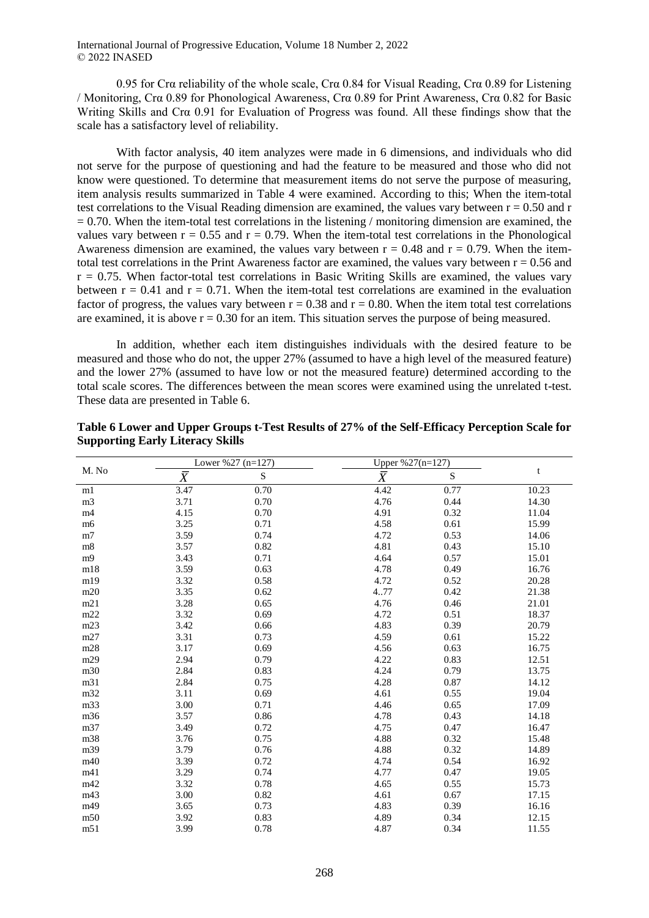0.95 for Crα reliability of the whole scale, Crα 0.84 for Visual Reading, Crα 0.89 for Listening / Monitoring, Crα 0.89 for Phonological Awareness, Crα 0.89 for Print Awareness, Crα 0.82 for Basic Writing Skills and Crα 0.91 for Evaluation of Progress was found. All these findings show that the scale has a satisfactory level of reliability.

With factor analysis, 40 item analyzes were made in 6 dimensions, and individuals who did not serve for the purpose of questioning and had the feature to be measured and those who did not know were questioned. To determine that measurement items do not serve the purpose of measuring, item analysis results summarized in Table 4 were examined. According to this; When the item-total test correlations to the Visual Reading dimension are examined, the values vary between $r = 0.50$ and $r = 0.70$. When the item-total test correlations in the listening / monitoring dimension are examined, the values vary between $r = 0.55$ and $r = 0.79$. When the item-total test correlations in the Phonological Awareness dimension are examined, the values vary between $r = 0.48$ and $r = 0.79$. When the item-total test correlations in the Print Awareness factor are examined, the values vary between $r = 0.56$ and $r = 0.75$. When factor-total test correlations in Basic Writing Skills are examined, the values vary between $r = 0.41$ and $r = 0.71$. When the item-total test correlations are examined in the evaluation factor of progress, the values vary between $r = 0.38$ and $r = 0.80$. When the item total test correlations are examined, it is above $r = 0.30$ for an item. This situation serves the purpose of being measured.

In addition, whether each item distinguishes individuals with the desired feature to be measured and those who do not, the upper 27% (assumed to have a high level of the measured feature) and the lower 27% (assumed to have low or not the measured feature) determined according to the total scale scores. The differences between the mean scores were examined using the unrelated t-test. These data are presented in Table 6.

**Table 6 Lower and Upper Groups t-Test Results of 27% of the Self-Efficacy Perception Scale for Supporting Early Literacy Skills**

| M. No | Lower %27 (n=127) | | Upper %27(n=127) | | t |
|---|---|---|---|---|---|
| | $\bar{X}$ | S | $\bar{X}$ | S | |
| m1 | 3.47 | 0.70 | 4.42 | 0.77 | 10.23 |
| m3 | 3.71 | 0.70 | 4.76 | 0.44 | 14.30 |
| m4 | 4.15 | 0.70 | 4.91 | 0.32 | 11.04 |
| m6 | 3.25 | 0.71 | 4.58 | 0.61 | 15.99 |
| m7 | 3.59 | 0.74 | 4.72 | 0.53 | 14.06 |
| m8 | 3.57 | 0.82 | 4.81 | 0.43 | 15.10 |
| m9 | 3.43 | 0.71 | 4.64 | 0.57 | 15.01 |
| m18 | 3.59 | 0.63 | 4.78 | 0.49 | 16.76 |
| m19 | 3.32 | 0.58 | 4.72 | 0.52 | 20.28 |
| m20 | 3.35 | 0.62 | 4..77 | 0.42 | 21.38 |
| m21 | 3.28 | 0.65 | 4.76 | 0.46 | 21.01 |
| m22 | 3.32 | 0.69 | 4.72 | 0.51 | 18.37 |
| m23 | 3.42 | 0.66 | 4.83 | 0.39 | 20.79 |
| m27 | 3.31 | 0.73 | 4.59 | 0.61 | 15.22 |
| m28 | 3.17 | 0.69 | 4.56 | 0.63 | 16.75 |
| m29 | 2.94 | 0.79 | 4.22 | 0.83 | 12.51 |
| m30 | 2.84 | 0.83 | 4.24 | 0.79 | 13.75 |
| m31 | 2.84 | 0.75 | 4.28 | 0.87 | 14.12 |
| m32 | 3.11 | 0.69 | 4.61 | 0.55 | 19.04 |
| m33 | 3.00 | 0.71 | 4.46 | 0.65 | 17.09 |
| m36 | 3.57 | 0.86 | 4.78 | 0.43 | 14.18 |
| m37 | 3.49 | 0.72 | 4.75 | 0.47 | 16.47 |
| m38 | 3.76 | 0.75 | 4.88 | 0.32 | 15.48 |
| m39 | 3.79 | 0.76 | 4.88 | 0.32 | 14.89 |
| m40 | 3.39 | 0.72 | 4.74 | 0.54 | 16.92 |
| m41 | 3.29 | 0.74 | 4.77 | 0.47 | 19.05 |
| m42 | 3.32 | 0.78 | 4.65 | 0.55 | 15.73 |
| m43 | 3.00 | 0.82 | 4.61 | 0.67 | 17.15 |
| m49 | 3.65 | 0.73 | 4.83 | 0.39 | 16.16 |
| m50 | 3.92 | 0.83 | 4.89 | 0.34 | 12.15 |
| m51 | 3.99 | 0.78 | 4.87 | 0.34 | 11.55 |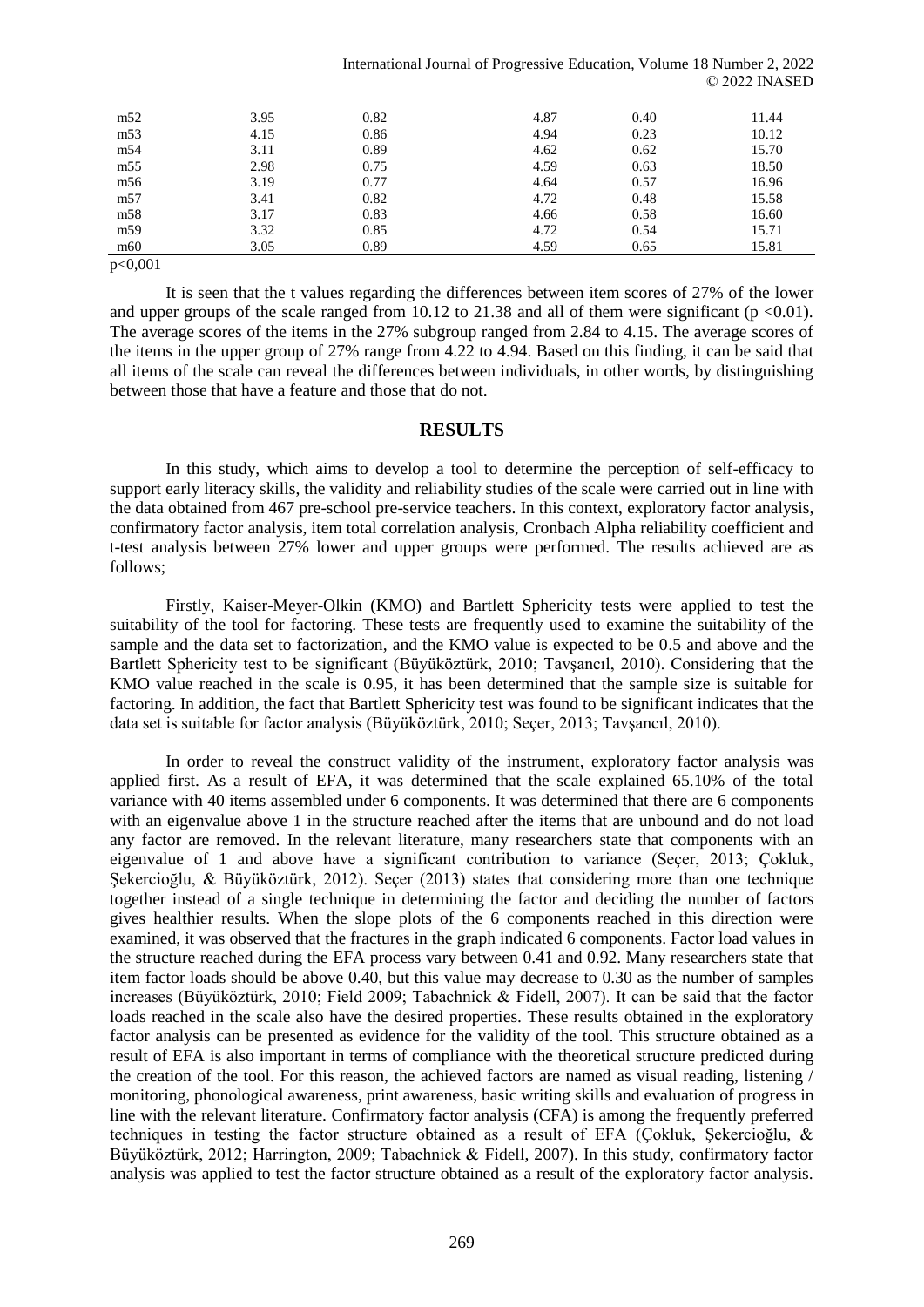| | | | | | |
|---|---|---|---|---|---|
| m52 | 3.95 | 0.82 | 4.87 | 0.40 | 11.44 |
| m53 | 4.15 | 0.86 | 4.94 | 0.23 | 10.12 |
| m54 | 3.11 | 0.89 | 4.62 | 0.62 | 15.70 |
| m55 | 2.98 | 0.75 | 4.59 | 0.63 | 18.50 |
| m56 | 3.19 | 0.77 | 4.64 | 0.57 | 16.96 |
| m57 | 3.41 | 0.82 | 4.72 | 0.48 | 15.58 |
| m58 | 3.17 | 0.83 | 4.66 | 0.58 | 16.60 |
| m59 | 3.32 | 0.85 | 4.72 | 0.54 | 15.71 |
| m60 | 3.05 | 0.89 | 4.59 | 0.65 | 15.81 |

$p<0,001$

It is seen that the t values regarding the differences between item scores of 27% of the lower and upper groups of the scale ranged from 10.12 to 21.38 and all of them were significant ($p < 0.01$). The average scores of the items in the 27% subgroup ranged from 2.84 to 4.15. The average scores of the items in the upper group of 27% range from 4.22 to 4.94. Based on this finding, it can be said that all items of the scale can reveal the differences between individuals, in other words, by distinguishing between those that have a feature and those that do not.

## RESULTS

In this study, which aims to develop a tool to determine the perception of self-efficacy to support early literacy skills, the validity and reliability studies of the scale were carried out in line with the data obtained from 467 pre-school pre-service teachers. In this context, exploratory factor analysis, confirmatory factor analysis, item total correlation analysis, Cronbach Alpha reliability coefficient and t-test analysis between 27% lower and upper groups were performed. The results achieved are as follows;

Firstly, Kaiser-Meyer-Olkin (KMO) and Bartlett Sphericity tests were applied to test the suitability of the tool for factoring. These tests are frequently used to examine the suitability of the sample and the data set to factorization, and the KMO value is expected to be 0.5 and above and the Bartlett Sphericity test to be significant (Büyüköztürk, 2010; Tavşancıl, 2010). Considering that the KMO value reached in the scale is 0.95, it has been determined that the sample size is suitable for factoring. In addition, the fact that Bartlett Sphericity test was found to be significant indicates that the data set is suitable for factor analysis (Büyüköztürk, 2010; Seçer, 2013; Tavşancıl, 2010).

In order to reveal the construct validity of the instrument, exploratory factor analysis was applied first. As a result of EFA, it was determined that the scale explained 65.10% of the total variance with 40 items assembled under 6 components. It was determined that there are 6 components with an eigenvalue above 1 in the structure reached after the items that are unbound and do not load any factor are removed. In the relevant literature, many researchers state that components with an eigenvalue of 1 and above have a significant contribution to variance (Seçer, 2013; Çokluk, Şekercioğlu, & Büyüköztürk, 2012). Seçer (2013) states that considering more than one technique together instead of a single technique in determining the factor and deciding the number of factors gives healthier results. When the slope plots of the 6 components reached in this direction were examined, it was observed that the fractures in the graph indicated 6 components. Factor load values in the structure reached during the EFA process vary between 0.41 and 0.92. Many researchers state that item factor loads should be above 0.40, but this value may decrease to 0.30 as the number of samples increases (Büyüköztürk, 2010; Field 2009; Tabachnick & Fidell, 2007). It can be said that the factor loads reached in the scale also have the desired properties. These results obtained in the exploratory factor analysis can be presented as evidence for the validity of the tool. This structure obtained as a result of EFA is also important in terms of compliance with the theoretical structure predicted during the creation of the tool. For this reason, the achieved factors are named as visual reading, listening / monitoring, phonological awareness, print awareness, basic writing skills and evaluation of progress in line with the relevant literature. Confirmatory factor analysis (CFA) is among the frequently preferred techniques in testing the factor structure obtained as a result of EFA (Çokluk, Şekercioğlu, & Büyüköztürk, 2012; Harrington, 2009; Tabachnick & Fidell, 2007). In this study, confirmatory factor analysis was applied to test the factor structure obtained as a result of the exploratory factor analysis.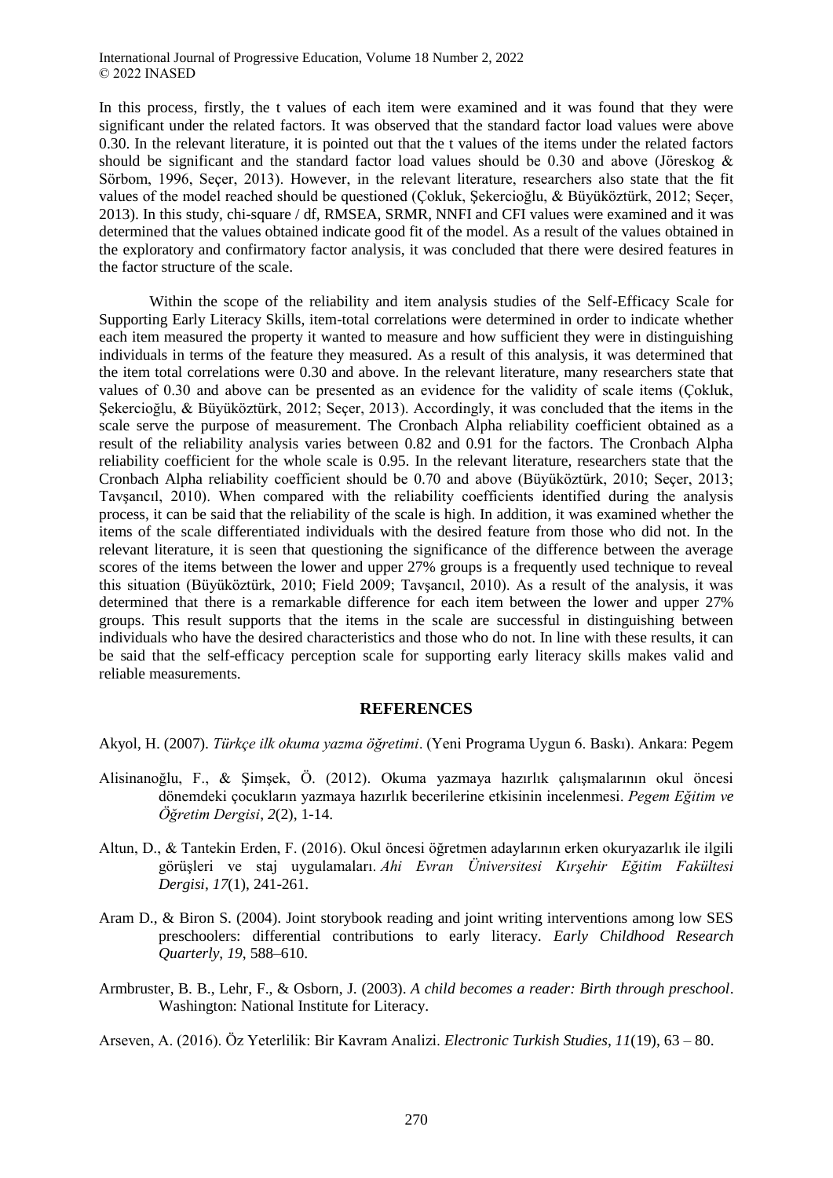In this process, firstly, the t values of each item were examined and it was found that they were significant under the related factors. It was observed that the standard factor load values were above 0.30. In the relevant literature, it is pointed out that the t values of the items under the related factors should be significant and the standard factor load values should be 0.30 and above (Jöreskog & Sörbom, 1996, Seçer, 2013). However, in the relevant literature, researchers also state that the fit values of the model reached should be questioned (Çokluk, Şekercioğlu, & Büyüköztürk, 2012; Seçer, 2013). In this study, chi-square / df, RMSEA, SRMR, NNFI and CFI values were examined and it was determined that the values obtained indicate good fit of the model. As a result of the values obtained in the exploratory and confirmatory factor analysis, it was concluded that there were desired features in the factor structure of the scale.

Within the scope of the reliability and item analysis studies of the Self-Efficacy Scale for Supporting Early Literacy Skills, item-total correlations were determined in order to indicate whether each item measured the property it wanted to measure and how sufficient they were in distinguishing individuals in terms of the feature they measured. As a result of this analysis, it was determined that the item total correlations were 0.30 and above. In the relevant literature, many researchers state that values of 0.30 and above can be presented as an evidence for the validity of scale items (Çokluk, Şekercioğlu, & Büyüköztürk, 2012; Seçer, 2013). Accordingly, it was concluded that the items in the scale serve the purpose of measurement. The Cronbach Alpha reliability coefficient obtained as a result of the reliability analysis varies between 0.82 and 0.91 for the factors. The Cronbach Alpha reliability coefficient for the whole scale is 0.95. In the relevant literature, researchers state that the Cronbach Alpha reliability coefficient should be 0.70 and above (Büyüköztürk, 2010; Seçer, 2013; Tavşancıl, 2010). When compared with the reliability coefficients identified during the analysis process, it can be said that the reliability of the scale is high. In addition, it was examined whether the items of the scale differentiated individuals with the desired feature from those who did not. In the relevant literature, it is seen that questioning the significance of the difference between the average scores of the items between the lower and upper 27% groups is a frequently used technique to reveal this situation (Büyüköztürk, 2010; Field 2009; Tavşancıl, 2010). As a result of the analysis, it was determined that there is a remarkable difference for each item between the lower and upper 27% groups. This result supports that the items in the scale are successful in distinguishing between individuals who have the desired characteristics and those who do not. In line with these results, it can be said that the self-efficacy perception scale for supporting early literacy skills makes valid and reliable measurements.

## REFERENCES

Akyol, H. (2007). *Türkçe ilk okuma yazma öğretimi*. (Yeni Programa Uygun 6. Baskı). Ankara: Pegem

Alisinanoğlu, F., & Şimşek, Ö. (2012). Okuma yazmaya hazırlık çalışmalarının okul öncesi dönemdeki çocukların yazmaya hazırlık becerilerine etkisinin incelenmesi. *Pegem Eğitim ve Öğretim Dergisi*, *2*(2), 1-14.

Altun, D., & Tantekin Erden, F. (2016). Okul öncesi öğretmen adaylarının erken okuryazarlık ile ilgili görüşleri ve staj uygulamaları. *Ahi Evran Üniversitesi Kırşehir Eğitim Fakültesi Dergisi*, *17*(1), 241-261.

Aram D., & Biron S. (2004). Joint storybook reading and joint writing interventions among low SES preschoolers: differential contributions to early literacy. *Early Childhood Research Quarterly*, *19*, 588–610.

Armbruster, B. B., Lehr, F., & Osborn, J. (2003). *A child becomes a reader: Birth through preschool*. Washington: National Institute for Literacy.

Arseven, A. (2016). Öz Yeterlilik: Bir Kavram Analizi. *Electronic Turkish Studies*, *11*(19), 63 – 80.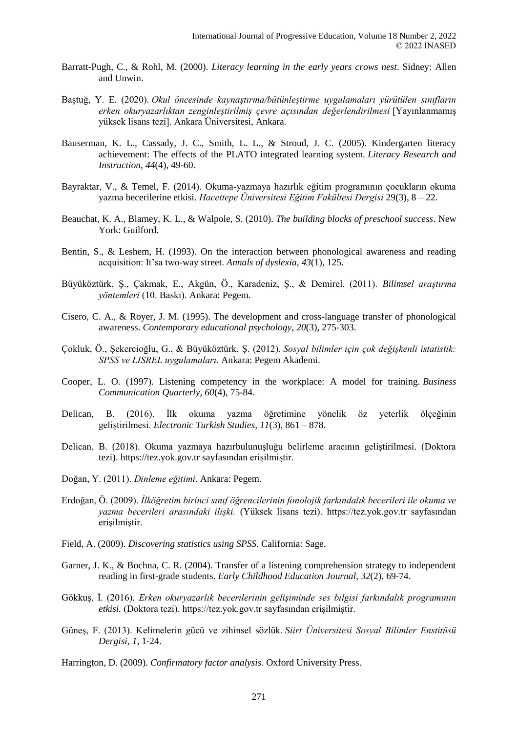Barratt-Pugh, C., & Rohl, M. (2000). *Literacy learning in the early years crows nest*. Sidney: Allen and Unwin.

Baştuğ, Y. E. (2020). *Okul öncesinde kaynaştırma/bütünleştirme uygulamaları yürütülen sınıfların erken okuryazarlıktan zenginleştirilmiş çevre açısından değerlendirilmesi* [Yayınlanmamış yüksek lisans tezi]. Ankara Üniversitesi, Ankara.

Bauserman, K. L., Cassady, J. C., Smith, L. L., & Stroud, J. C. (2005). Kindergarten literacy achievement: The effects of the PLATO integrated learning system. *Literacy Research and Instruction*, *44*(4), 49-60.

Bayraktar, V., & Temel, F. (2014). Okuma-yazmaya hazırlık eğitim programının çocukların okuma yazma becerilerine etkisi. *Hacettepe Üniversitesi Eğitim Fakültesi Dergisi* 29(3), 8 – 22.

Beauchat, K. A., Blamey, K. L., & Walpole, S. (2010). *The building blocks of preschool success*. New York: Guilford.

Bentin, S., & Leshem, H. (1993). On the interaction between phonological awareness and reading acquisition: It'sa two-way street. *Annals of dyslexia*, *43*(1), 125.

Büyüköztürk, Ş., Çakmak, E., Akgün, Ö., Karadeniz, Ş., & Demirel. (2011). *Bilimsel araştırma yöntemleri* (10. Baskı). Ankara: Pegem.

Cisero, C. A., & Royer, J. M. (1995). The development and cross-language transfer of phonological awareness. *Contemporary educational psychology*, *20*(3), 275-303.

Çokluk, Ö., Şekercioğlu, G., & Büyüköztürk, Ş. (2012). *Sosyal bilimler için çok değişkenli istatistik: SPSS ve LISREL uygulamaları*. Ankara: Pegem Akademi.

Cooper, L. O. (1997). Listening competency in the workplace: A model for training. *Business Communication Quarterly*, *60*(4), 75-84.

Delican, B. (2016). İlk okuma yazma öğretimine yönelik öz yeterlik ölçeğinin geliştirilmesi. *Electronic Turkish Studies*, *11*(3), 861 – 878.

Delican, B. (2018). Okuma yazmaya hazırbulunuşluğu belirleme aracının geliştirilmesi. (Doktora tezi). https://tez.yok.gov.tr sayfasından erişilmiştir.

Doğan, Y. (2011). *Dinleme eğitimi*. Ankara: Pegem.

Erdoğan, Ö. (2009). *İlköğretim birinci sınıf öğrencilerinin fonolojik farkındalık becerileri ile okuma ve yazma becerileri arasındaki ilişki.* (Yüksek lisans tezi). https://tez.yok.gov.tr sayfasından erişilmiştir.

Field, A. (2009). *Discovering statistics using SPSS*. California: Sage.

Garner, J. K., & Bochna, C. R. (2004). Transfer of a listening comprehension strategy to independent reading in first-grade students. *Early Childhood Education Journal*, *32*(2), 69-74.

Gökkuş, İ. (2016). *Erken okuryazarlık becerilerinin gelişiminde ses bilgisi farkındalık programının etkisi.* (Doktora tezi). https://tez.yok.gov.tr sayfasından erişilmiştir.

Güneş, F. (2013). Kelimelerin gücü ve zihinsel sözlük. *Siirt Üniversitesi Sosyal Bilimler Enstitüsü Dergisi*, *1*, 1-24.

Harrington, D. (2009). *Confirmatory factor analysis*. Oxford University Press.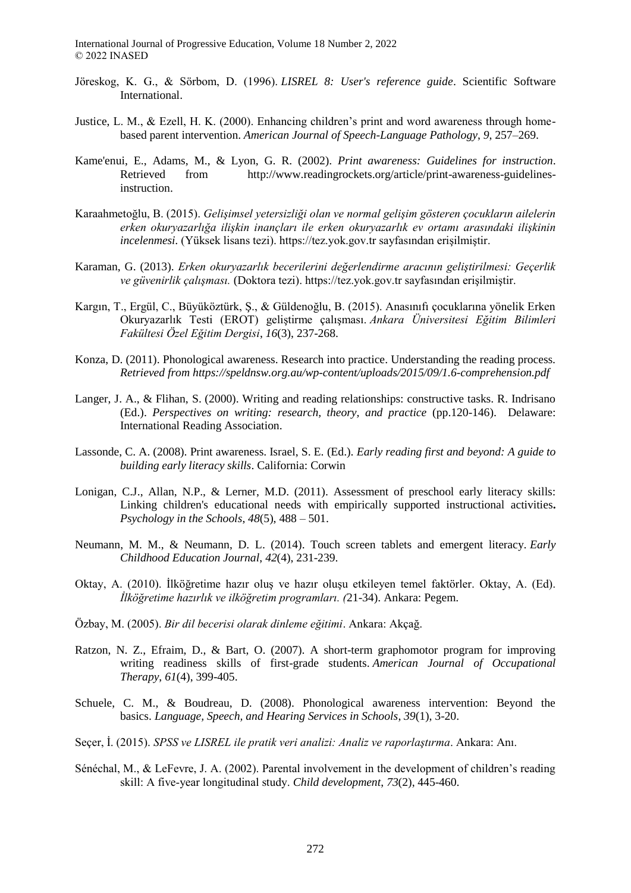Jöreskog, K. G., & Sörbom, D. (1996). *LISREL 8: User's reference guide*. Scientific Software International.

Justice, L. M., & Ezell, H. K. (2000). Enhancing children's print and word awareness through home-based parent intervention. *American Journal of Speech-Language Pathology*, *9*, 257–269.

Kame'enui, E., Adams, M., & Lyon, G. R. (2002). *Print awareness: Guidelines for instruction*. Retrieved from http://www.readingrockets.org/article/print-awareness-guidelines-instruction.

Karaahmetoğlu, B. (2015). *Gelişimsel yetersizliği olan ve normal gelişim gösteren çocukların ailelerin erken okuryazarlığa ilişkin inançları ile erken okuryazarlık ev ortamı arasındaki ilişkinin incelenmesi.* (Yüksek lisans tezi). https://tez.yok.gov.tr sayfasından erişilmiştir.

Karaman, G. (2013). *Erken okuryazarlık becerilerini değerlendirme aracının geliştirilmesi: Geçerlik ve güvenirlik çalışması.* (Doktora tezi). https://tez.yok.gov.tr sayfasından erişilmiştir.

Kargın, T., Ergül, C., Büyüköztürk, Ş., & Güldenoğlu, B. (2015). Anasınıfı çocuklarına yönelik Erken Okuryazarlık Testi (EROT) geliştirme çalışması. *Ankara Üniversitesi Eğitim Bilimleri Fakültesi Özel Eğitim Dergisi*, *16*(3), 237-268.

Konza, D. (2011). Phonological awareness. Research into practice. Understanding the reading process. *Retrieved from https://speldnsw.org.au/wp-content/uploads/2015/09/1.6-comprehension.pdf*

Langer, J. A., & Flihan, S. (2000). Writing and reading relationships: constructive tasks. R. Indrisano (Ed.). *Perspectives on writing: research, theory, and practice* (pp.120-146). Delaware: International Reading Association.

Lassonde, C. A. (2008). Print awareness. Israel, S. E. (Ed.). *Early reading first and beyond: A guide to building early literacy skills*. California: Corwin

Lonigan, C.J., Allan, N.P., & Lerner, M.D. (2011). Assessment of preschool early literacy skills: Linking children's educational needs with empirically supported instructional activities**.** *Psychology in the Schools*, *48*(5), 488 – 501.

Neumann, M. M., & Neumann, D. L. (2014). Touch screen tablets and emergent literacy. *Early Childhood Education Journal*, *42*(4), 231-239.

Oktay, A. (2010). İlköğretime hazır oluş ve hazır oluşu etkileyen temel faktörler. Oktay, A. (Ed). *İlköğretime hazırlık ve ilköğretim programları. (*21-34). Ankara: Pegem.

Özbay, M. (2005). *Bir dil becerisi olarak dinleme eğitimi*. Ankara: Akçağ.

Ratzon, N. Z., Efraim, D., & Bart, O. (2007). A short-term graphomotor program for improving writing readiness skills of first-grade students. *American Journal of Occupational Therapy*, *61*(4), 399-405.

Schuele, C. M., & Boudreau, D. (2008). Phonological awareness intervention: Beyond the basics. *Language, Speech, and Hearing Services in Schools*, *39*(1), 3-20.

Seçer, İ. (2015). *SPSS ve LISREL ile pratik veri analizi: Analiz ve raporlaştırma*. Ankara: Anı.

Sénéchal, M., & LeFevre, J. A. (2002). Parental involvement in the development of children's reading skill: A five-year longitudinal study. *Child development*, *73*(2), 445-460.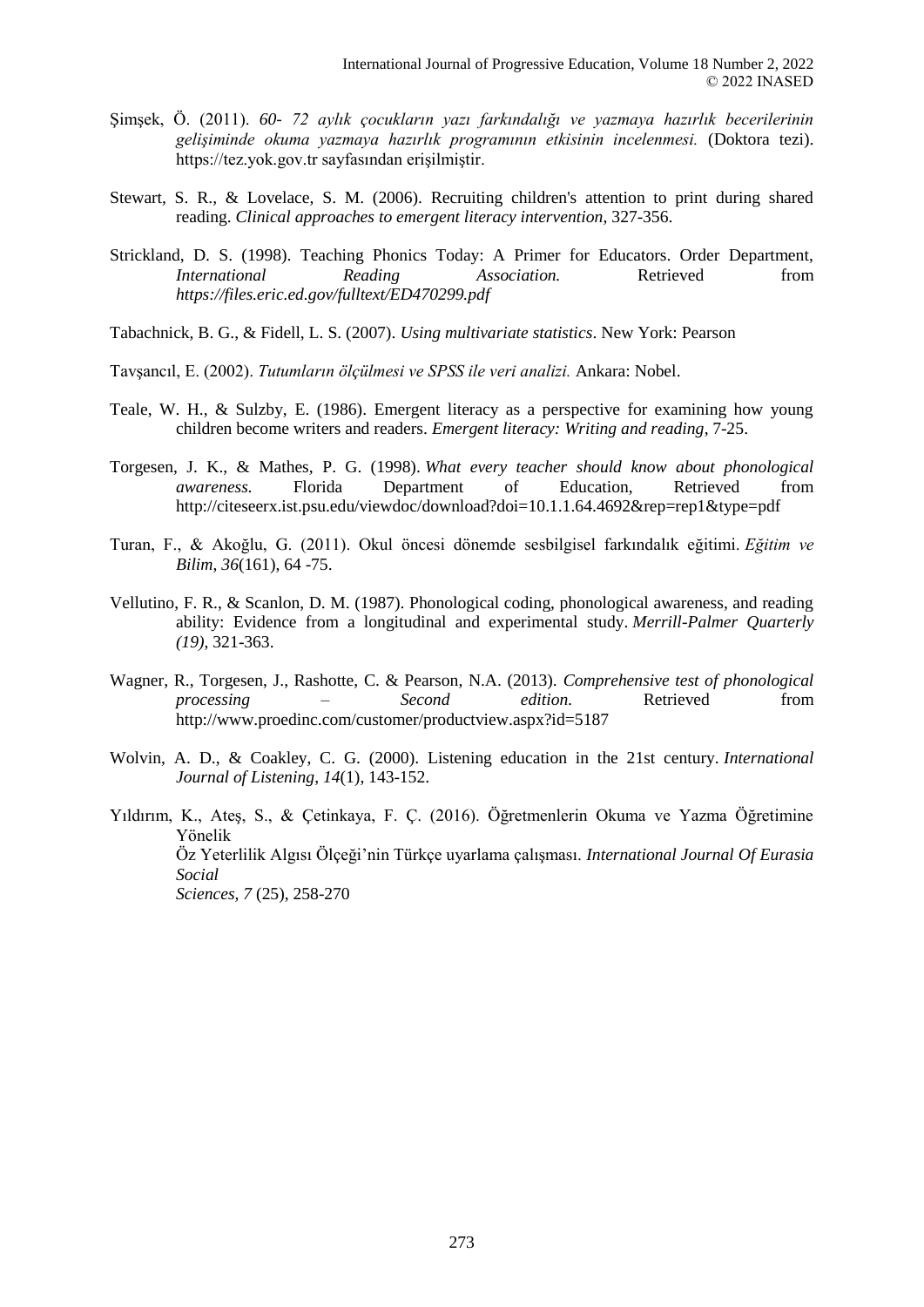Şimşek, Ö. (2011). *60- 72 aylık çocukların yazı farkındalığı ve yazmaya hazırlık becerilerinin gelişiminde okuma yazmaya hazırlık programının etkisinin incelenmesi.* (Doktora tezi). https://tez.yok.gov.tr sayfasından erişilmiştir.

Stewart, S. R., & Lovelace, S. M. (2006). Recruiting children's attention to print during shared reading. *Clinical approaches to emergent literacy intervention*, 327-356.

Strickland, D. S. (1998). Teaching Phonics Today: A Primer for Educators. Order Department, *International Reading Association.* Retrieved from *https://files.eric.ed.gov/fulltext/ED470299.pdf*

Tabachnick, B. G., & Fidell, L. S. (2007). *Using multivariate statistics*. New York: Pearson

Tavşancıl, E. (2002). *Tutumların ölçülmesi ve SPSS ile veri analizi.* Ankara: Nobel.

Teale, W. H., & Sulzby, E. (1986). Emergent literacy as a perspective for examining how young children become writers and readers. *Emergent literacy: Writing and reading*, 7-25.

Torgesen, J. K., & Mathes, P. G. (1998). *What every teacher should know about phonological awareness.* Florida Department of Education, Retrieved from http://citeseerx.ist.psu.edu/viewdoc/download?doi=10.1.1.64.4692&rep=rep1&type=pdf

Turan, F., & Akoğlu, G. (2011). Okul öncesi dönemde sesbilgisel farkındalık eğitimi. *Eğitim ve Bilim*, *36*(161), 64 -75.

Vellutino, F. R., & Scanlon, D. M. (1987). Phonological coding, phonological awareness, and reading ability: Evidence from a longitudinal and experimental study. *Merrill-Palmer Quarterly (19)*, 321-363.

Wagner, R., Torgesen, J., Rashotte, C. & Pearson, N.A. (2013). *Comprehensive test of phonological processing – Second edition.* Retrieved from http://www.proedinc.com/customer/productview.aspx?id=5187

Wolvin, A. D., & Coakley, C. G. (2000). Listening education in the 21st century. *International Journal of Listening*, *14*(1), 143-152.

Yıldırım, K., Ateş, S., & Çetinkaya, F. Ç. (2016). Öğretmenlerin Okuma ve Yazma Öğretimine Yönelik Öz Yeterlilik Algısı Ölçeği'nin Türkçe uyarlama çalışması. *International Journal Of Eurasia Social Sciences, 7* (25), 258-270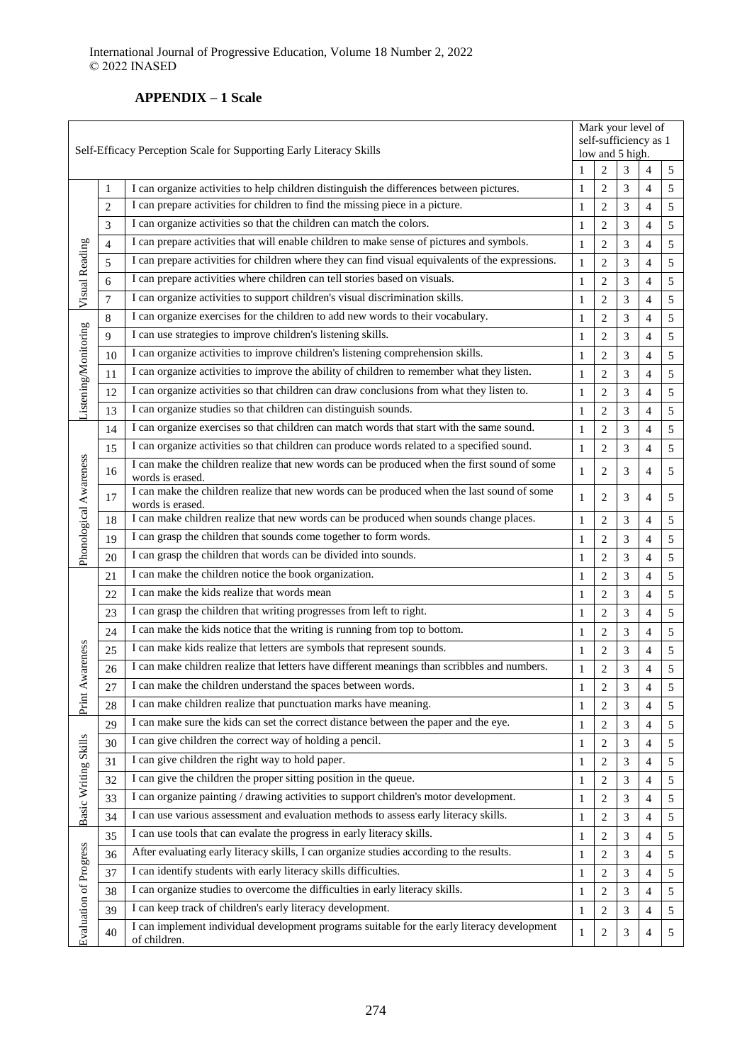## APPENDIX – 1 Scale

| Self-Efficacy Perception Scale for Supporting Early Literacy Skills | | | Mark your level of self-sufficiency as 1 low and 5 high. | | | | |
|---|---|---|---|---|---|---|---|
| | | | 1 | 2 | 3 | 4 | 5 |
| Visual Reading | 1 | I can organize activities to help children distinguish the differences between pictures. | 1 | 2 | 3 | 4 | 5 |
| | 2 | I can prepare activities for children to find the missing piece in a picture. | 1 | 2 | 3 | 4 | 5 |
| | 3 | I can organize activities so that the children can match the colors. | 1 | 2 | 3 | 4 | 5 |
| | 4 | I can prepare activities that will enable children to make sense of pictures and symbols. | 1 | 2 | 3 | 4 | 5 |
| | 5 | I can prepare activities for children where they can find visual equivalents of the expressions. | 1 | 2 | 3 | 4 | 5 |
| | 6 | I can prepare activities where children can tell stories based on visuals. | 1 | 2 | 3 | 4 | 5 |
| | 7 | I can organize activities to support children's visual discrimination skills. | 1 | 2 | 3 | 4 | 5 |
| Listening/Monitoring | 8 | I can organize exercises for the children to add new words to their vocabulary. | 1 | 2 | 3 | 4 | 5 |
| | 9 | I can use strategies to improve children's listening skills. | 1 | 2 | 3 | 4 | 5 |
| | 10 | I can organize activities to improve children's listening comprehension skills. | 1 | 2 | 3 | 4 | 5 |
| | 11 | I can organize activities to improve the ability of children to remember what they listen. | 1 | 2 | 3 | 4 | 5 |
| | 12 | I can organize activities so that children can draw conclusions from what they listen to. | 1 | 2 | 3 | 4 | 5 |
| | 13 | I can organize studies so that children can distinguish sounds. | 1 | 2 | 3 | 4 | 5 |
| Phonological Awareness | 14 | I can organize exercises so that children can match words that start with the same sound. | 1 | 2 | 3 | 4 | 5 |
| | 15 | I can organize activities so that children can produce words related to a specified sound. | 1 | 2 | 3 | 4 | 5 |
| | 16 | I can make the children realize that new words can be produced when the first sound of some words is erased. | 1 | 2 | 3 | 4 | 5 |
| | 17 | I can make the children realize that new words can be produced when the last sound of some words is erased. | 1 | 2 | 3 | 4 | 5 |
| | 18 | I can make children realize that new words can be produced when sounds change places. | 1 | 2 | 3 | 4 | 5 |
| | 19 | I can grasp the children that sounds come together to form words. | 1 | 2 | 3 | 4 | 5 |
| | 20 | I can grasp the children that words can be divided into sounds. | 1 | 2 | 3 | 4 | 5 |
| Print Awareness | 21 | I can make the children notice the book organization. | 1 | 2 | 3 | 4 | 5 |
| | 22 | I can make the kids realize that words mean | 1 | 2 | 3 | 4 | 5 |
| | 23 | I can grasp the children that writing progresses from left to right. | 1 | 2 | 3 | 4 | 5 |
| | 24 | I can make the kids notice that the writing is running from top to bottom. | 1 | 2 | 3 | 4 | 5 |
| | 25 | I can make kids realize that letters are symbols that represent sounds. | 1 | 2 | 3 | 4 | 5 |
| | 26 | I can make children realize that letters have different meanings than scribbles and numbers. | 1 | 2 | 3 | 4 | 5 |
| | 27 | I can make the children understand the spaces between words. | 1 | 2 | 3 | 4 | 5 |
| | 28 | I can make children realize that punctuation marks have meaning. | 1 | 2 | 3 | 4 | 5 |
| Basic Writing Skills | 29 | I can make sure the kids can set the correct distance between the paper and the eye. | 1 | 2 | 3 | 4 | 5 |
| | 30 | I can give children the correct way of holding a pencil. | 1 | 2 | 3 | 4 | 5 |
| | 31 | I can give children the right way to hold paper. | 1 | 2 | 3 | 4 | 5 |
| | 32 | I can give the children the proper sitting position in the queue. | 1 | 2 | 3 | 4 | 5 |
| | 33 | I can organize painting / drawing activities to support children's motor development. | 1 | 2 | 3 | 4 | 5 |
| | 34 | I can use various assessment and evaluation methods to assess early literacy skills. | 1 | 2 | 3 | 4 | 5 |
| Evaluation of Progress | 35 | I can use tools that can evalate the progress in early literacy skills. | 1 | 2 | 3 | 4 | 5 |
| | 36 | After evaluating early literacy skills, I can organize studies according to the results. | 1 | 2 | 3 | 4 | 5 |
| | 37 | I can identify students with early literacy skills difficulties. | 1 | 2 | 3 | 4 | 5 |
| | 38 | I can organize studies to overcome the difficulties in early literacy skills. | 1 | 2 | 3 | 4 | 5 |
| | 39 | I can keep track of children's early literacy development. | 1 | 2 | 3 | 4 | 5 |
| | 40 | I can implement individual development programs suitable for the early literacy development of children. | 1 | 2 | 3 | 4 | 5 |